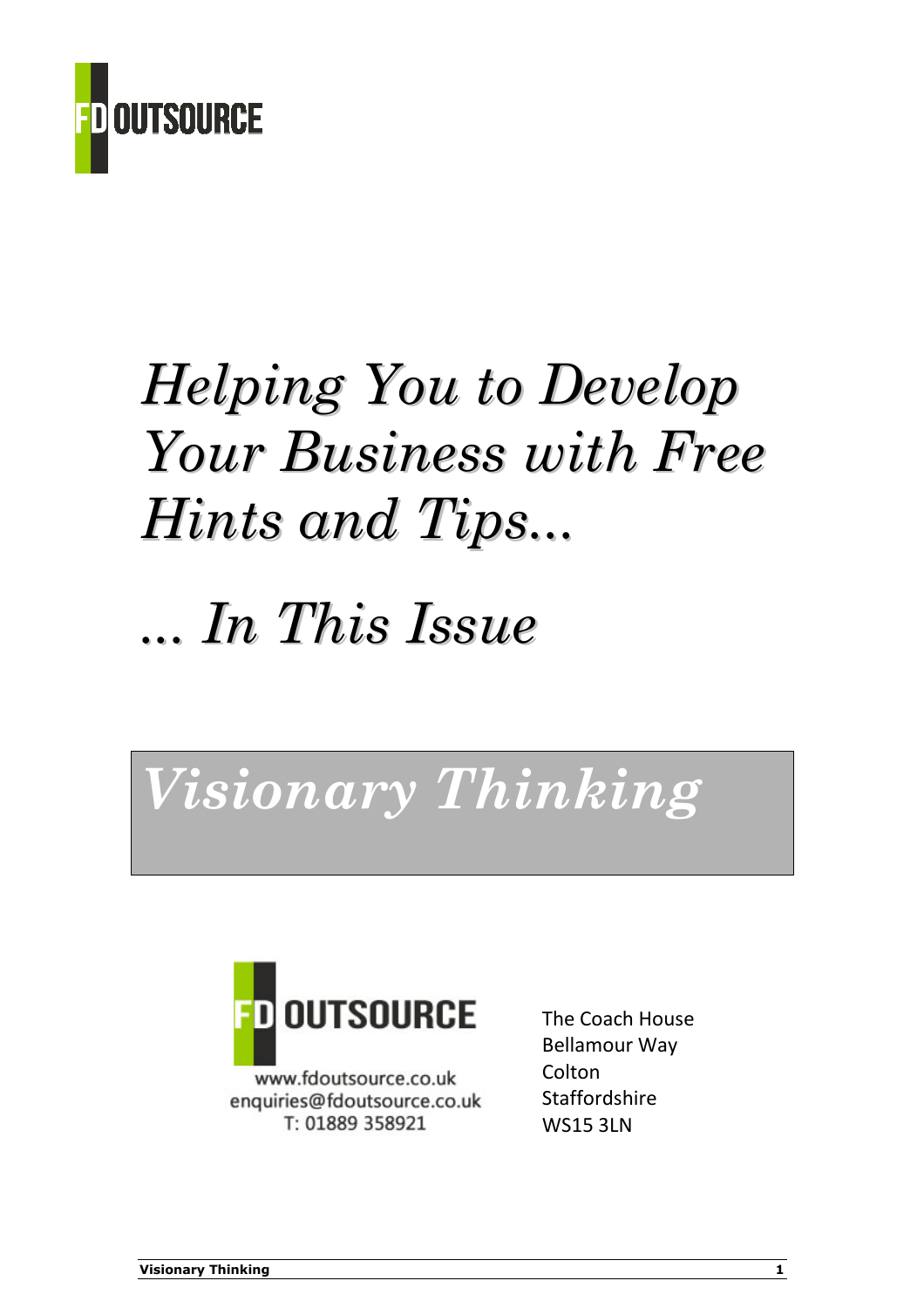FD OUTSOURCE

# *Helping You to Develop Your Business with Free Hints and Tips...*

# *... In This Issue*

## *Visionary Thinking*

FD OUTSOURCE

www.fdoutsource.co.uk
enquiries@fdoutsource.co.uk
T: 01889 358921

The Coach House
Bellamour Way
Colton
Staffordshire
WS15 3LN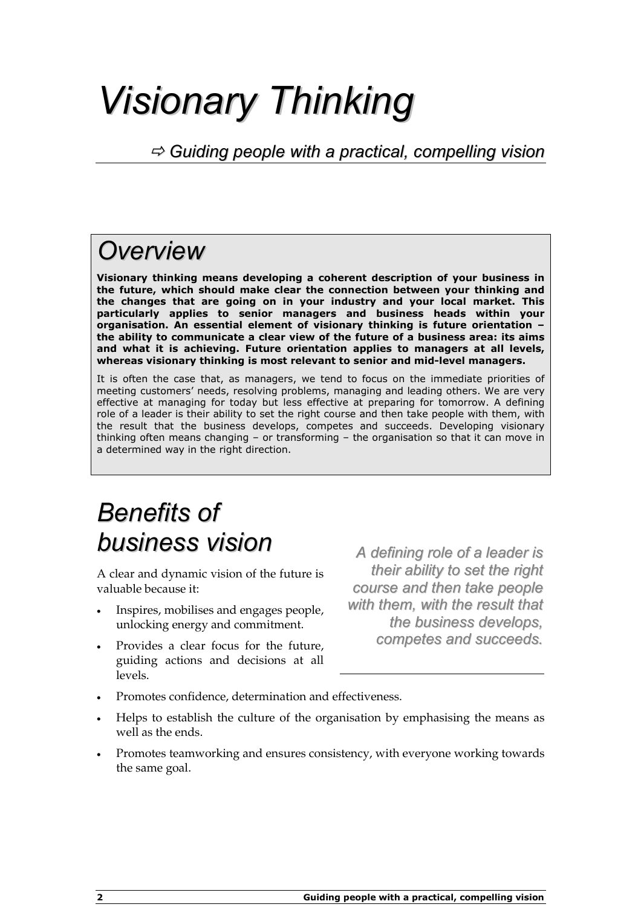# Visionary Thinking

*⇨ Guiding people with a practical, compelling vision*

## Overview

**Visionary thinking means developing a coherent description of your business in the future, which should make clear the connection between your thinking and the changes that are going on in your industry and your local market. This particularly applies to senior managers and business heads within your organisation. An essential element of visionary thinking is future orientation – the ability to communicate a clear view of the future of a business area: its aims and what it is achieving. Future orientation applies to managers at all levels, whereas visionary thinking is most relevant to senior and mid-level managers.**

It is often the case that, as managers, we tend to focus on the immediate priorities of meeting customers' needs, resolving problems, managing and leading others. We are very effective at managing for today but less effective at preparing for tomorrow. A defining role of a leader is their ability to set the right course and then take people with them, with the result that the business develops, competes and succeeds. Developing visionary thinking often means changing – or transforming – the organisation so that it can move in a determined way in the right direction.

## Benefits of business vision

*A defining role of a leader is their ability to set the right course and then take people with them, with the result that the business develops, competes and succeeds.*

A clear and dynamic vision of the future is valuable because it:

- Inspires, mobilises and engages people, unlocking energy and commitment.
- Provides a clear focus for the future, guiding actions and decisions at all levels.
- Promotes confidence, determination and effectiveness.
- Helps to establish the culture of the organisation by emphasising the means as well as the ends.
- Promotes teamworking and ensures consistency, with everyone working towards the same goal.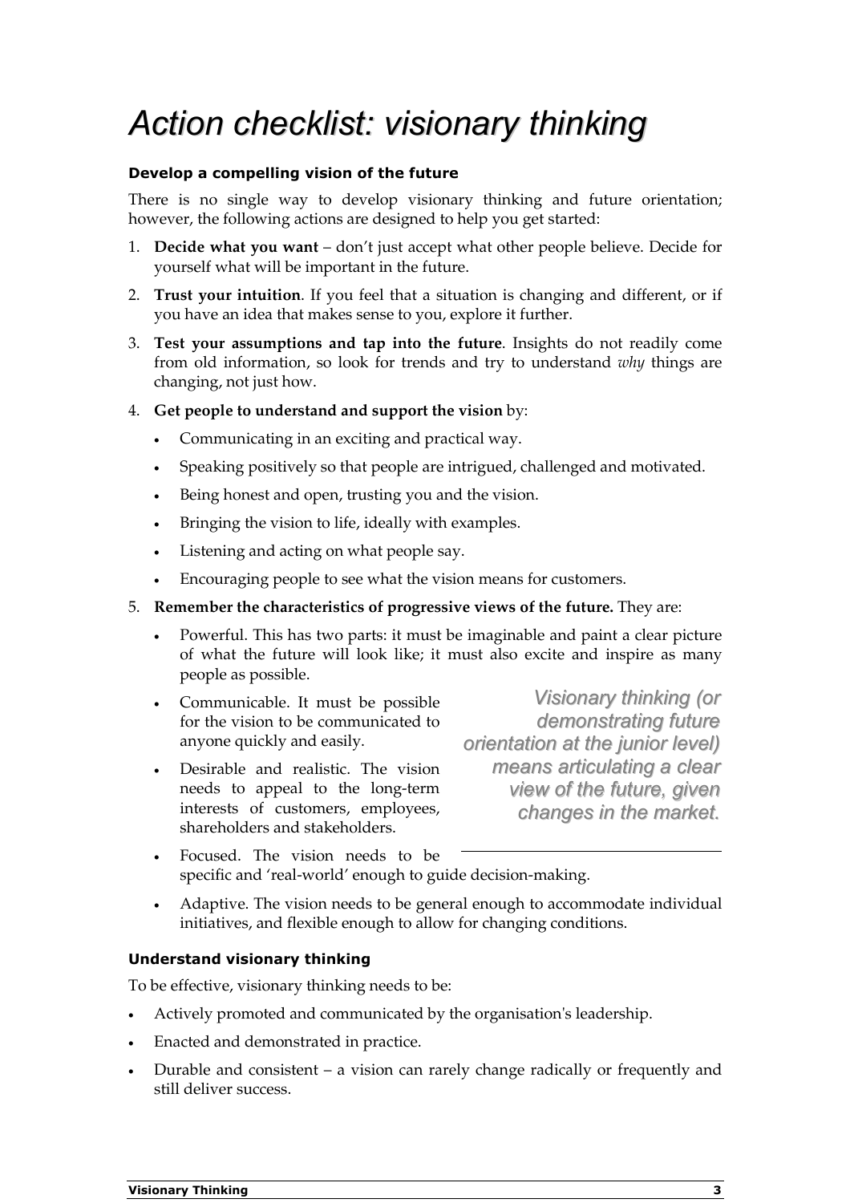# *Action checklist: visionary thinking*

**Develop a compelling vision of the future**

There is no single way to develop visionary thinking and future orientation; however, the following actions are designed to help you get started:

1. **Decide what you want** – don't just accept what other people believe. Decide for yourself what will be important in the future.
2. **Trust your intuition**. If you feel that a situation is changing and different, or if you have an idea that makes sense to you, explore it further.
3. **Test your assumptions and tap into the future**. Insights do not readily come from old information, so look for trends and try to understand *why* things are changing, not just how.
4. **Get people to understand and support the vision** by:
   - Communicating in an exciting and practical way.
   - Speaking positively so that people are intrigued, challenged and motivated.
   - Being honest and open, trusting you and the vision.
   - Bringing the vision to life, ideally with examples.
   - Listening and acting on what people say.
   - Encouraging people to see what the vision means for customers.
5. **Remember the characteristics of progressive views of the future.** They are:
   - Powerful. This has two parts: it must be imaginable and paint a clear picture of what the future will look like; it must also excite and inspire as many people as possible.
   - Communicable. It must be possible for the vision to be communicated to anyone quickly and easily.
   - Desirable and realistic. The vision needs to appeal to the long-term interests of customers, employees, shareholders and stakeholders.
   - Focused. The vision needs to be specific and 'real-world' enough to guide decision-making.
   - Adaptive. The vision needs to be general enough to accommodate individual initiatives, and flexible enough to allow for changing conditions.

*Visionary thinking (or demonstrating future orientation at the junior level) means articulating a clear view of the future, given changes in the market.*

**Understand visionary thinking**

To be effective, visionary thinking needs to be:

- Actively promoted and communicated by the organisation's leadership.
- Enacted and demonstrated in practice.
- Durable and consistent – a vision can rarely change radically or frequently and still deliver success.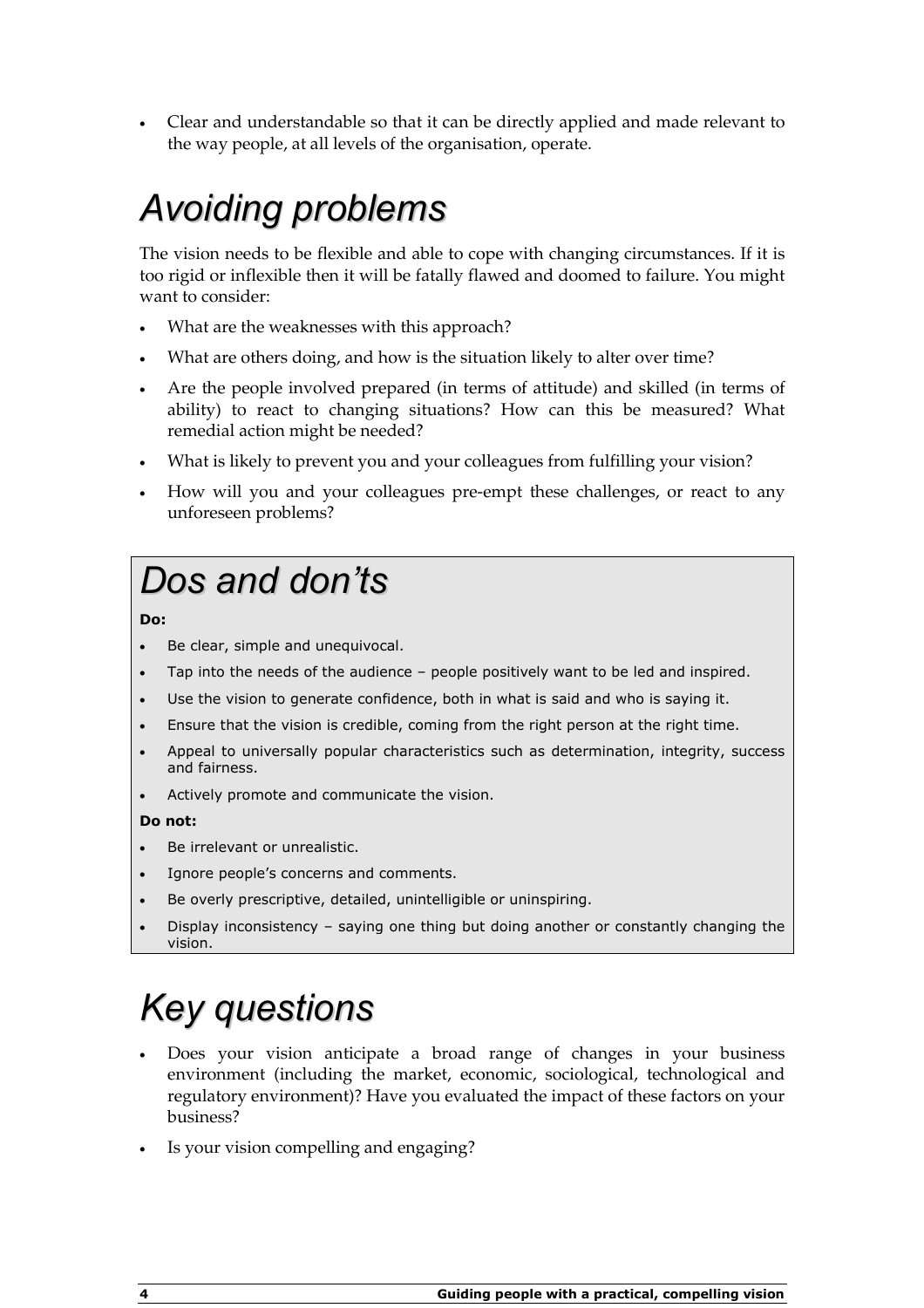- Clear and understandable so that it can be directly applied and made relevant to the way people, at all levels of the organisation, operate.

# Avoiding problems

The vision needs to be flexible and able to cope with changing circumstances. If it is too rigid or inflexible then it will be fatally flawed and doomed to failure. You might want to consider:

- What are the weaknesses with this approach?
- What are others doing, and how is the situation likely to alter over time?
- Are the people involved prepared (in terms of attitude) and skilled (in terms of ability) to react to changing situations? How can this be measured? What remedial action might be needed?
- What is likely to prevent you and your colleagues from fulfilling your vision?
- How will you and your colleagues pre-empt these challenges, or react to any unforeseen problems?

# Dos and don'ts

**Do:**

- Be clear, simple and unequivocal.
- Tap into the needs of the audience – people positively want to be led and inspired.
- Use the vision to generate confidence, both in what is said and who is saying it.
- Ensure that the vision is credible, coming from the right person at the right time.
- Appeal to universally popular characteristics such as determination, integrity, success and fairness.
- Actively promote and communicate the vision.

**Do not:**

- Be irrelevant or unrealistic.
- Ignore people's concerns and comments.
- Be overly prescriptive, detailed, unintelligible or uninspiring.
- Display inconsistency – saying one thing but doing another or constantly changing the vision.

# Key questions

- Does your vision anticipate a broad range of changes in your business environment (including the market, economic, sociological, technological and regulatory environment)? Have you evaluated the impact of these factors on your business?
- Is your vision compelling and engaging?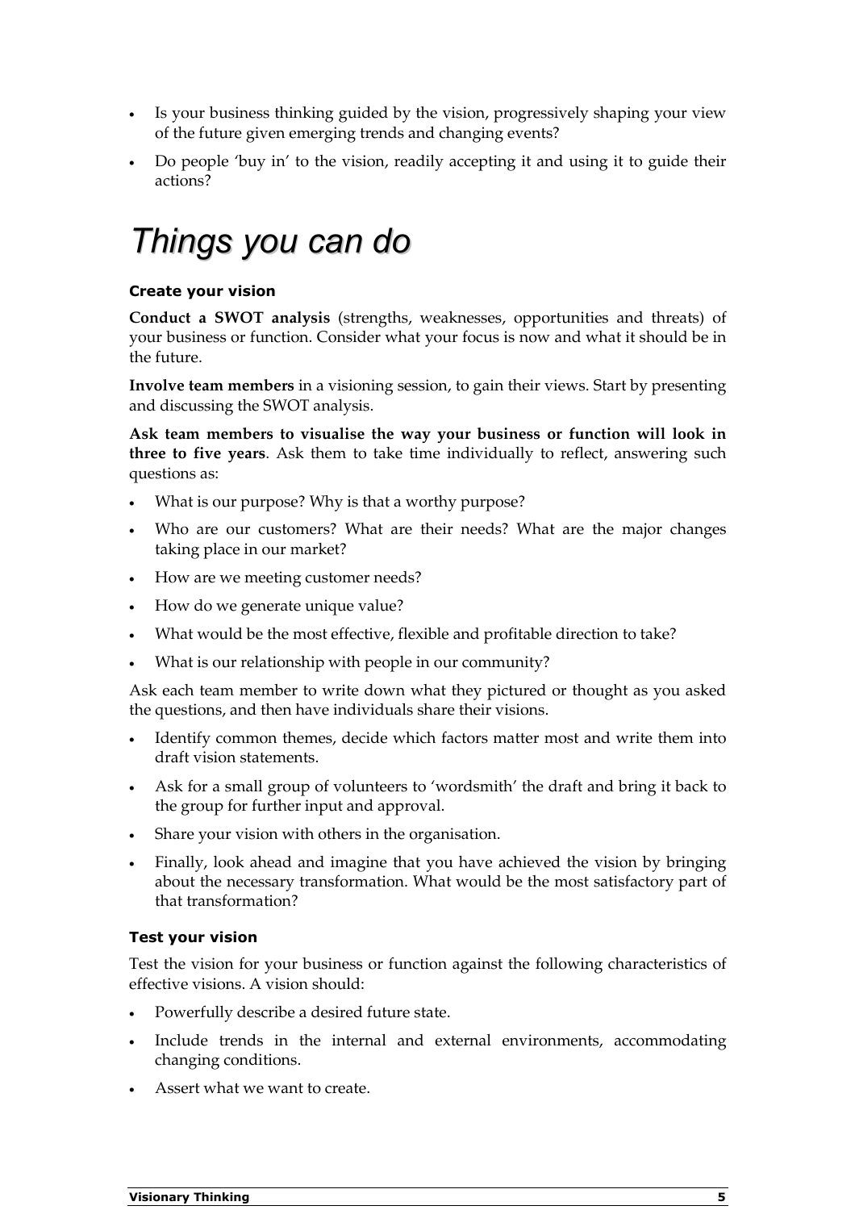- Is your business thinking guided by the vision, progressively shaping your view of the future given emerging trends and changing events?
- Do people 'buy in' to the vision, readily accepting it and using it to guide their actions?

# *Things you can do*

### Create your vision

**Conduct a SWOT analysis** (strengths, weaknesses, opportunities and threats) of your business or function. Consider what your focus is now and what it should be in the future.

**Involve team members** in a visioning session, to gain their views. Start by presenting and discussing the SWOT analysis.

**Ask team members to visualise the way your business or function will look in three to five years**. Ask them to take time individually to reflect, answering such questions as:

- What is our purpose? Why is that a worthy purpose?
- Who are our customers? What are their needs? What are the major changes taking place in our market?
- How are we meeting customer needs?
- How do we generate unique value?
- What would be the most effective, flexible and profitable direction to take?
- What is our relationship with people in our community?

Ask each team member to write down what they pictured or thought as you asked the questions, and then have individuals share their visions.

- Identify common themes, decide which factors matter most and write them into draft vision statements.
- Ask for a small group of volunteers to 'wordsmith' the draft and bring it back to the group for further input and approval.
- Share your vision with others in the organisation.
- Finally, look ahead and imagine that you have achieved the vision by bringing about the necessary transformation. What would be the most satisfactory part of that transformation?

### Test your vision

Test the vision for your business or function against the following characteristics of effective visions. A vision should:

- Powerfully describe a desired future state.
- Include trends in the internal and external environments, accommodating changing conditions.
- Assert what we want to create.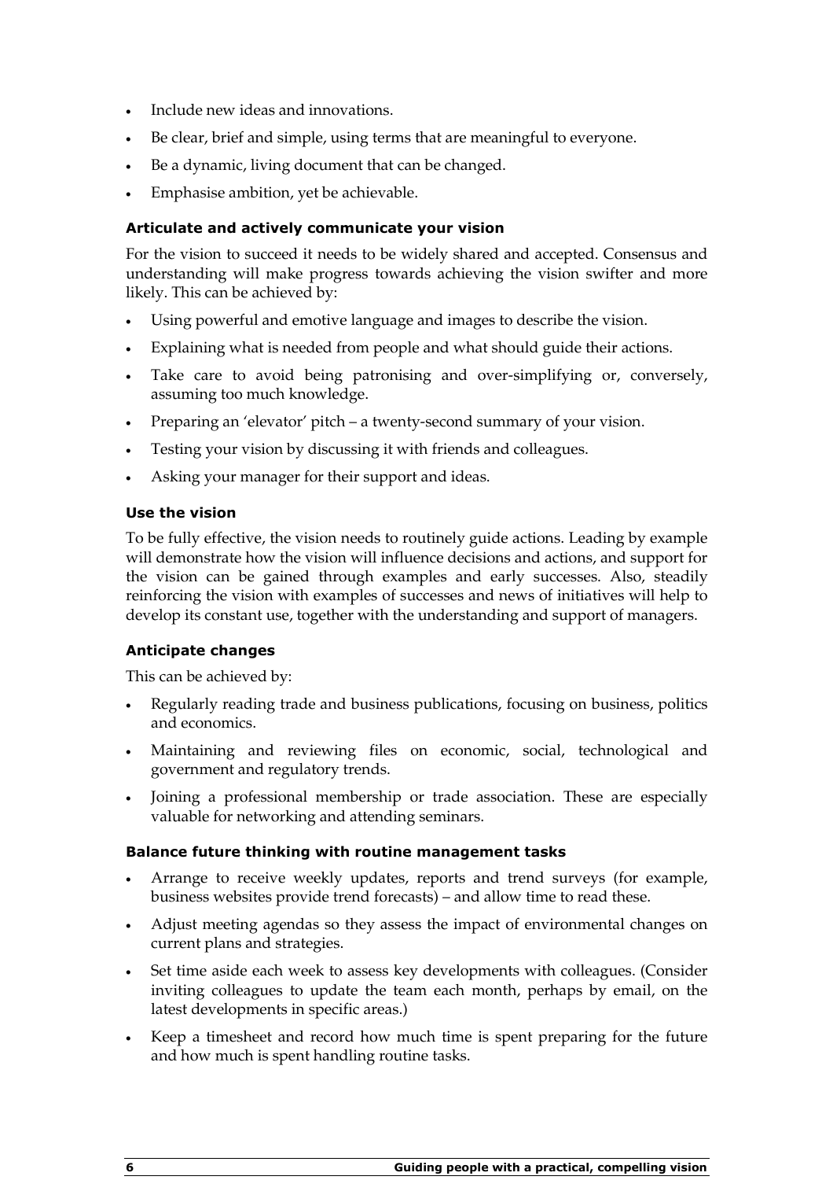- Include new ideas and innovations.
- Be clear, brief and simple, using terms that are meaningful to everyone.
- Be a dynamic, living document that can be changed.
- Emphasise ambition, yet be achievable.

### Articulate and actively communicate your vision

For the vision to succeed it needs to be widely shared and accepted. Consensus and understanding will make progress towards achieving the vision swifter and more likely. This can be achieved by:

- Using powerful and emotive language and images to describe the vision.
- Explaining what is needed from people and what should guide their actions.
- Take care to avoid being patronising and over-simplifying or, conversely, assuming too much knowledge.
- Preparing an 'elevator' pitch – a twenty-second summary of your vision.
- Testing your vision by discussing it with friends and colleagues.
- Asking your manager for their support and ideas.

### Use the vision

To be fully effective, the vision needs to routinely guide actions. Leading by example will demonstrate how the vision will influence decisions and actions, and support for the vision can be gained through examples and early successes. Also, steadily reinforcing the vision with examples of successes and news of initiatives will help to develop its constant use, together with the understanding and support of managers.

### Anticipate changes

This can be achieved by:

- Regularly reading trade and business publications, focusing on business, politics and economics.
- Maintaining and reviewing files on economic, social, technological and government and regulatory trends.
- Joining a professional membership or trade association. These are especially valuable for networking and attending seminars.

### Balance future thinking with routine management tasks

- Arrange to receive weekly updates, reports and trend surveys (for example, business websites provide trend forecasts) – and allow time to read these.
- Adjust meeting agendas so they assess the impact of environmental changes on current plans and strategies.
- Set time aside each week to assess key developments with colleagues. (Consider inviting colleagues to update the team each month, perhaps by email, on the latest developments in specific areas.)
- Keep a timesheet and record how much time is spent preparing for the future and how much is spent handling routine tasks.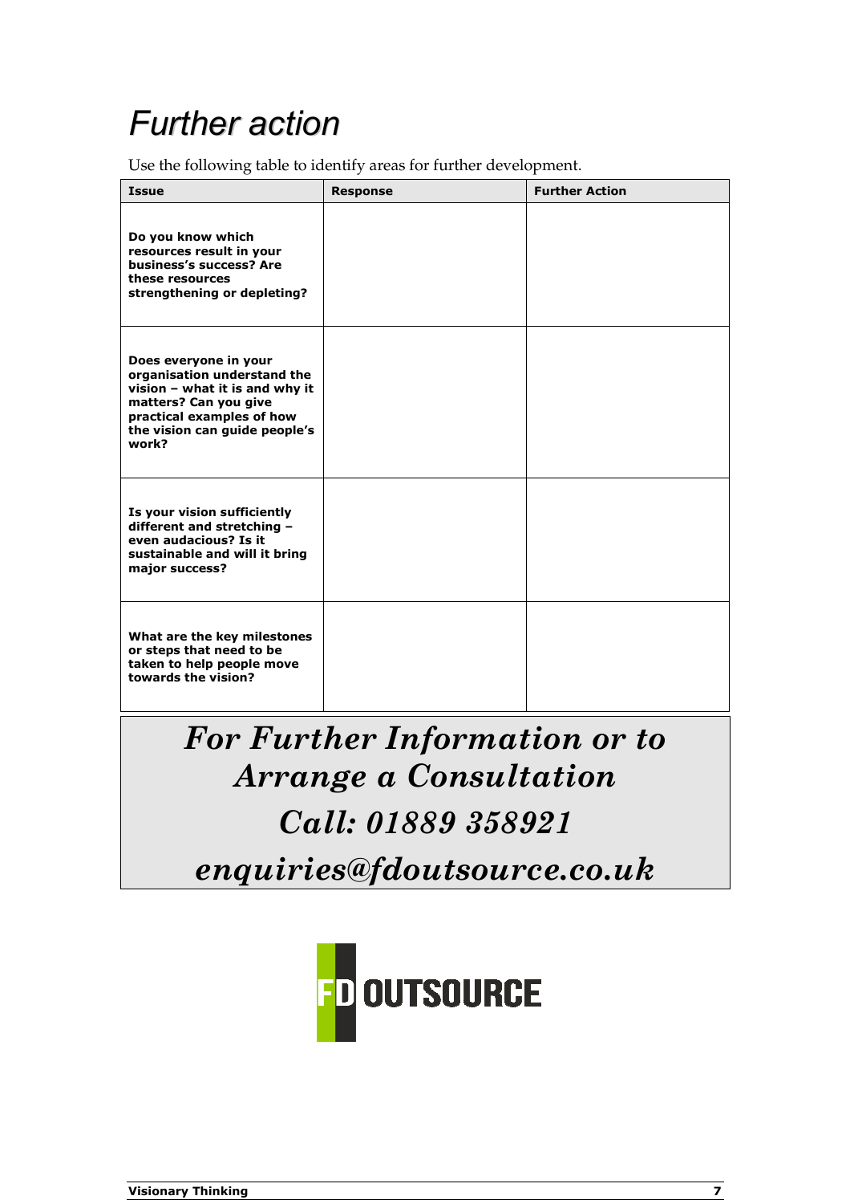# Further action

Use the following table to identify areas for further development.

| Issue | Response | Further Action |
| --- | --- | --- |
| **Do you know which resources result in your business's success? Are these resources strengthening or depleting?** | | |
| **Does everyone in your organisation understand the vision – what it is and why it matters? Can you give practical examples of how the vision can guide people's work?** | | |
| **Is your vision sufficiently different and stretching – even audacious? Is it sustainable and will it bring major success?** | | |
| **What are the key milestones or steps that need to be taken to help people move towards the vision?** | | |

***For Further Information or to Arrange a Consultation***

***Call: 01889 358921***

***enquiries@fdoutsource.co.uk***

FD OUTSOURCE